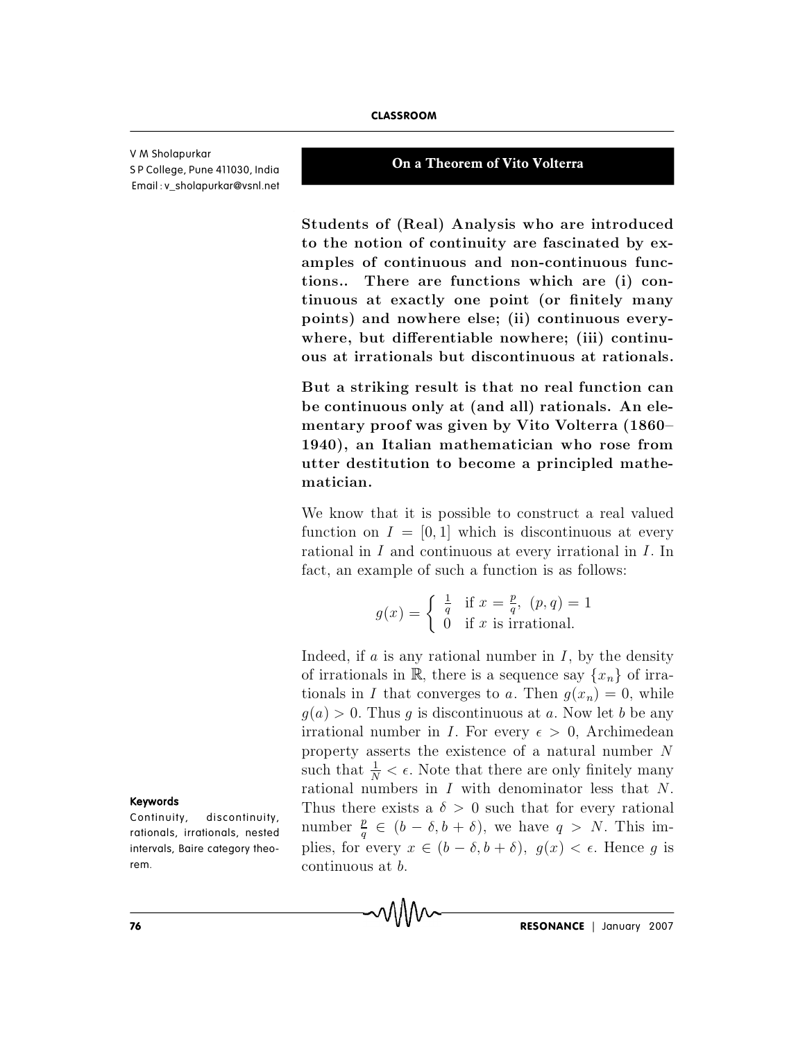V M Sholapurkar
S P College, Pune 411030, India
Email: v_sholapurkar@vsnl.net

# On a Theorem of Vito Volterra

**Students of (Real) Analysis who are introduced to the notion of continuity are fascinated by examples of continuous and non-continuous functions.. There are functions which are (i) continuous at exactly one point (or finitely many points) and nowhere else; (ii) continuous everywhere, but differentiable nowhere; (iii) continuous at irrationals but discontinuous at rationals.**

**But a striking result is that no real function can be continuous only at (and all) rationals. An elementary proof was given by Vito Volterra (1860–1940), an Italian mathematician who rose from utter destitution to become a principled mathematician.**

We know that it is possible to construct a real valued function on $I = [0, 1]$ which is discontinuous at every rational in $I$ and continuous at every irrational in $I$. In fact, an example of such a function is as follows:

$$g(x) = \begin{cases} \frac{1}{q} & \text{if } x = \frac{p}{q},\ (p, q) = 1 \\ 0 & \text{if } x \text{ is irrational.} \end{cases}$$

Indeed, if $a$ is any rational number in $I$, by the density of irrationals in $\mathbb{R}$, there is a sequence say $\{x_n\}$ of irrationals in $I$ that converges to $a$. Then $g(x_n) = 0$, while $g(a) > 0$. Thus $g$ is discontinuous at $a$. Now let $b$ be any irrational number in $I$. For every $\epsilon > 0$, Archimedean property asserts the existence of a natural number $N$ such that $\frac{1}{N} < \epsilon$. Note that there are only finitely many rational numbers in $I$ with denominator less that $N$. Thus there exists a $\delta > 0$ such that for every rational number $\frac{p}{q} \in (b - \delta, b + \delta)$, we have $q > N$. This implies, for every $x \in (b - \delta, b + \delta)$, $g(x) < \epsilon$. Hence $g$ is continuous at $b$.

**Keywords**

Continuity, discontinuity, rationals, irrationals, nested intervals, Baire category theorem.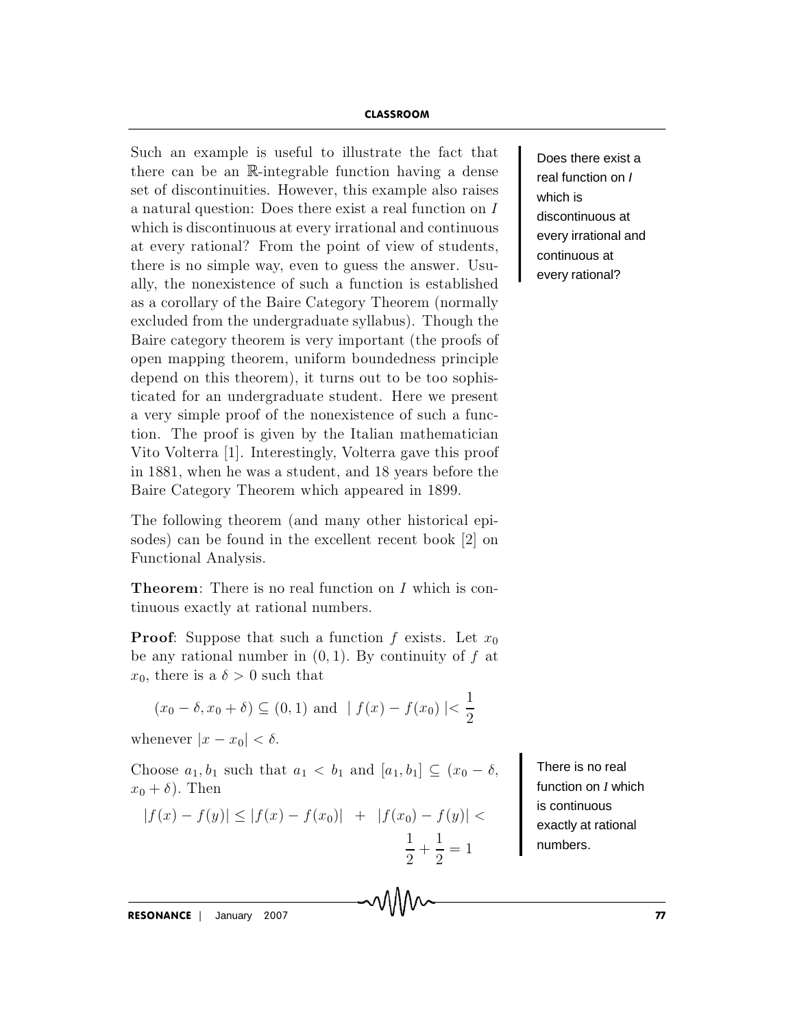Such an example is useful to illustrate the fact that there can be an $\mathbb{R}$-integrable function having a dense set of discontinuities. However, this example also raises a natural question: Does there exist a real function on $I$ which is discontinuous at every irrational and continuous at every rational? From the point of view of students, there is no simple way, even to guess the answer. Usually, the nonexistence of such a function is established as a corollary of the Baire Category Theorem (normally excluded from the undergraduate syllabus). Though the Baire category theorem is very important (the proofs of open mapping theorem, uniform boundedness principle depend on this theorem), it turns out to be too sophisticated for an undergraduate student. Here we present a very simple proof of the nonexistence of such a function. The proof is given by the Italian mathematician Vito Volterra [1]. Interestingly, Volterra gave this proof in 1881, when he was a student, and 18 years before the Baire Category Theorem which appeared in 1899.

Does there exist a real function on $I$ which is discontinuous at every irrational and continuous at every rational?

The following theorem (and many other historical episodes) can be found in the excellent recent book [2] on Functional Analysis.

**Theorem**: There is no real function on $I$ which is continuous exactly at rational numbers.

**Proof**: Suppose that such a function $f$ exists. Let $x_0$ be any rational number in $(0,1)$. By continuity of $f$ at $x_0$, there is a $\delta > 0$ such that

$$(x_0 - \delta, x_0 + \delta) \subseteq (0,1) \text{ and } \mid f(x) - f(x_0) \mid < \frac{1}{2}$$

whenever $|x - x_0| < \delta$.

Choose $a_1, b_1$ such that $a_1 < b_1$ and $[a_1, b_1] \subseteq (x_0 - \delta, x_0 + \delta)$. Then

$$|f(x) - f(y)| \leq |f(x) - f(x_0)| + |f(x_0) - f(y)| < \frac{1}{2} + \frac{1}{2} = 1$$

There is no real function on $I$ which is continuous exactly at rational numbers.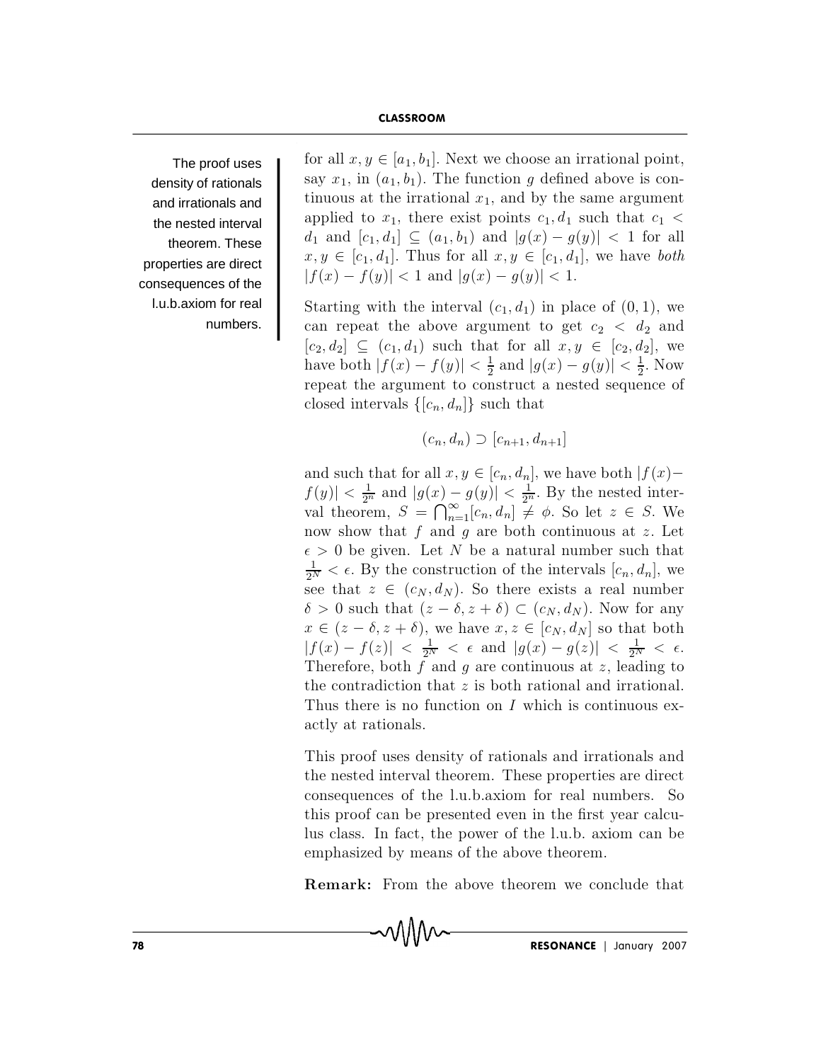for all $x, y \in [a_1, b_1]$. Next we choose an irrational point, say $x_1$, in $(a_1, b_1)$. The function $g$ defined above is continuous at the irrational $x_1$, and by the same argument applied to $x_1$, there exist points $c_1, d_1$ such that $c_1 < d_1$ and $[c_1, d_1] \subseteq (a_1, b_1)$ and $|g(x) - g(y)| < 1$ for all $x, y \in [c_1, d_1]$. Thus for all $x, y \in [c_1, d_1]$, we have *both* $|f(x) - f(y)| < 1$ and $|g(x) - g(y)| < 1$.

Starting with the interval $(c_1, d_1)$ in place of $(0, 1)$, we can repeat the above argument to get $c_2 < d_2$ and $[c_2, d_2] \subseteq (c_1, d_1)$ such that for all $x, y \in [c_2, d_2]$, we have both $|f(x) - f(y)| < \frac{1}{2}$ and $|g(x) - g(y)| < \frac{1}{2}$. Now repeat the argument to construct a nested sequence of closed intervals $\{[c_n, d_n]\}$ such that

$$(c_n, d_n) \supset [c_{n+1}, d_{n+1}]$$

and such that for all $x, y \in [c_n, d_n]$, we have both $|f(x) - f(y)| < \frac{1}{2^n}$ and $|g(x) - g(y)| < \frac{1}{2^n}$. By the nested interval theorem, $S = \bigcap_{n=1}^{\infty} [c_n, d_n] \neq \phi$. So let $z \in S$. We now show that $f$ and $g$ are both continuous at $z$. Let $\epsilon > 0$ be given. Let $N$ be a natural number such that $\frac{1}{2^N} < \epsilon$. By the construction of the intervals $[c_n, d_n]$, we see that $z \in (c_N, d_N)$. So there exists a real number $\delta > 0$ such that $(z - \delta, z + \delta) \subset (c_N, d_N)$. Now for any $x \in (z - \delta, z + \delta)$, we have $x, z \in [c_N, d_N]$ so that both $|f(x) - f(z)| < \frac{1}{2^N} < \epsilon$ and $|g(x) - g(z)| < \frac{1}{2^N} < \epsilon$. Therefore, both $f$ and $g$ are continuous at $z$, leading to the contradiction that $z$ is both rational and irrational. Thus there is no function on $I$ which is continuous exactly at rationals.

This proof uses density of rationals and irrationals and the nested interval theorem. These properties are direct consequences of the l.u.b.axiom for real numbers. So this proof can be presented even in the first year calculus class. In fact, the power of the l.u.b. axiom can be emphasized by means of the above theorem.

**Remark:** From the above theorem we conclude that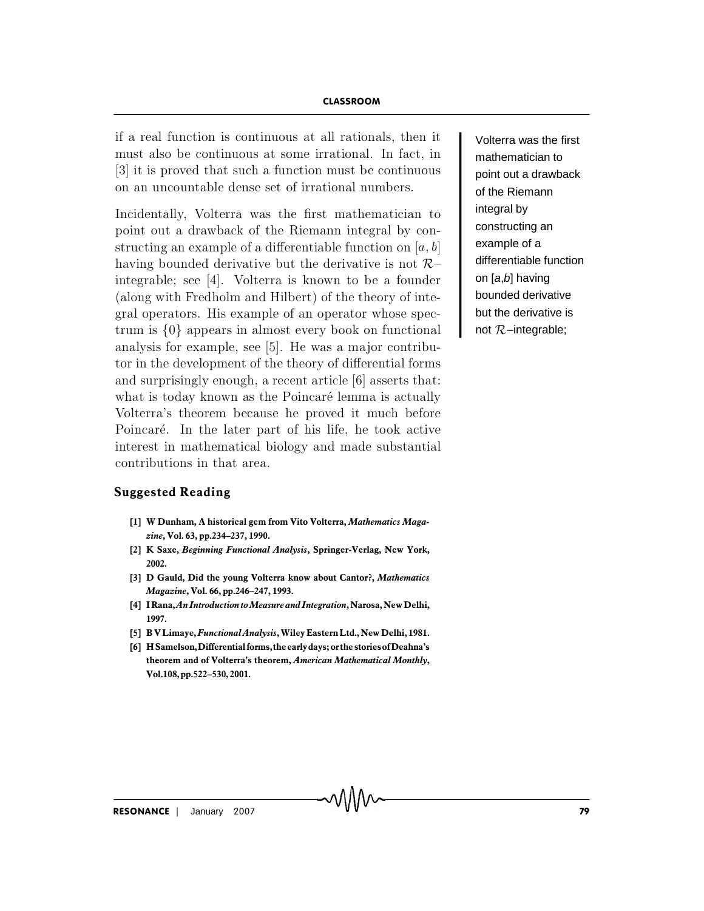if a real function is continuous at all rationals, then it must also be continuous at some irrational. In fact, in [3] it is proved that such a function must be continuous on an uncountable dense set of irrational numbers.

Incidentally, Volterra was the first mathematician to point out a drawback of the Riemann integral by constructing an example of a differentiable function on $[a, b]$ having bounded derivative but the derivative is not $\mathcal{R}$–integrable; see [4]. Volterra is known to be a founder (along with Fredholm and Hilbert) of the theory of integral operators. His example of an operator whose spectrum is $\{0\}$ appears in almost every book on functional analysis for example, see [5]. He was a major contributor in the development of the theory of differential forms and surprisingly enough, a recent article [6] asserts that: what is today known as the Poincaré lemma is actually Volterra's theorem because he proved it much before Poincaré. In the later part of his life, he took active interest in mathematical biology and made substantial contributions in that area.

Volterra was the first mathematician to point out a drawback of the Riemann integral by constructing an example of a differentiable function on [*a*,*b*] having bounded derivative but the derivative is not $\mathcal{R}$–integrable;

## Suggested Reading

**[1]** W Dunham, A historical gem from Vito Volterra, *Mathematics Magazine*, Vol. 63, pp.234–237, 1990.

**[2]** K Saxe, *Beginning Functional Analysis*, Springer-Verlag, New York, 2002.

**[3]** D Gauld, Did the young Volterra know about Cantor?, *Mathematics Magazine*, Vol. 66, pp.246–247, 1993.

**[4]** I Rana, *An Introduction to Measure and Integration*, Narosa, New Delhi, 1997.

**[5]** B V Limaye, *Functional Analysis*, Wiley Eastern Ltd., New Delhi, 1981.

**[6]** H Samelson, Differential forms, the early days; or the stories of Deahna's theorem and of Volterra's theorem, *American Mathematical Monthly*, Vol.108, pp.522–530, 2001.